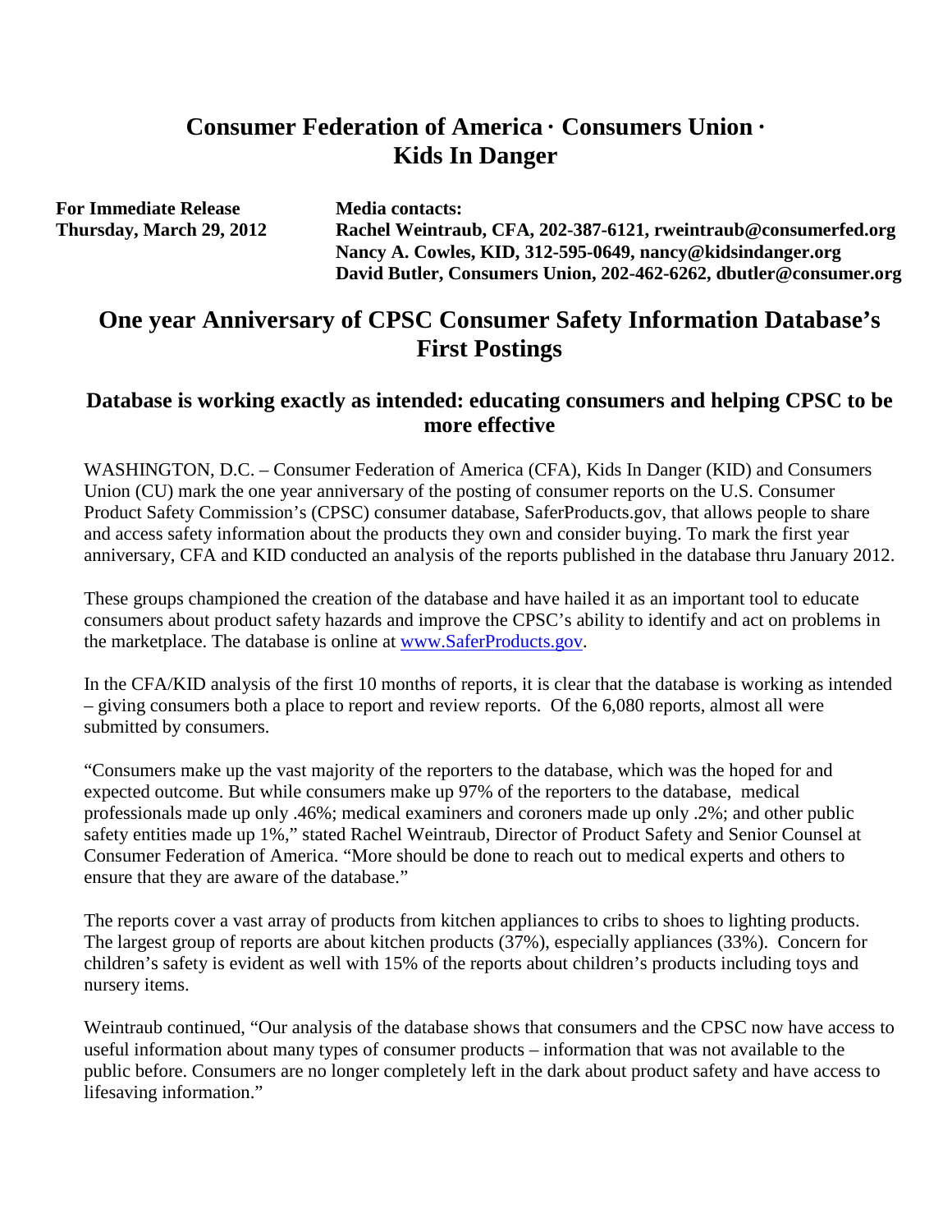# Consumer Federation of America · Consumers Union · Kids In Danger

**For Immediate Release**
**Thursday, March 29, 2012**

**Media contacts:**
**Rachel Weintraub, CFA, 202-387-6121, rweintraub@consumerfed.org**
**Nancy A. Cowles, KID, 312-595-0649, nancy@kidsindanger.org**
**David Butler, Consumers Union, 202-462-6262, dbutler@consumer.org**

## One year Anniversary of CPSC Consumer Safety Information Database's First Postings

### Database is working exactly as intended: educating consumers and helping CPSC to be more effective

WASHINGTON, D.C. – Consumer Federation of America (CFA), Kids In Danger (KID) and Consumers Union (CU) mark the one year anniversary of the posting of consumer reports on the U.S. Consumer Product Safety Commission's (CPSC) consumer database, SaferProducts.gov, that allows people to share and access safety information about the products they own and consider buying. To mark the first year anniversary, CFA and KID conducted an analysis of the reports published in the database thru January 2012.

These groups championed the creation of the database and have hailed it as an important tool to educate consumers about product safety hazards and improve the CPSC's ability to identify and act on problems in the marketplace. The database is online at [www.SaferProducts.gov](www.SaferProducts.gov).

In the CFA/KID analysis of the first 10 months of reports, it is clear that the database is working as intended – giving consumers both a place to report and review reports. Of the 6,080 reports, almost all were submitted by consumers.

"Consumers make up the vast majority of the reporters to the database, which was the hoped for and expected outcome. But while consumers make up 97% of the reporters to the database, medical professionals made up only .46%; medical examiners and coroners made up only .2%; and other public safety entities made up 1%," stated Rachel Weintraub, Director of Product Safety and Senior Counsel at Consumer Federation of America. "More should be done to reach out to medical experts and others to ensure that they are aware of the database."

The reports cover a vast array of products from kitchen appliances to cribs to shoes to lighting products. The largest group of reports are about kitchen products (37%), especially appliances (33%). Concern for children's safety is evident as well with 15% of the reports about children's products including toys and nursery items.

Weintraub continued, "Our analysis of the database shows that consumers and the CPSC now have access to useful information about many types of consumer products – information that was not available to the public before. Consumers are no longer completely left in the dark about product safety and have access to lifesaving information."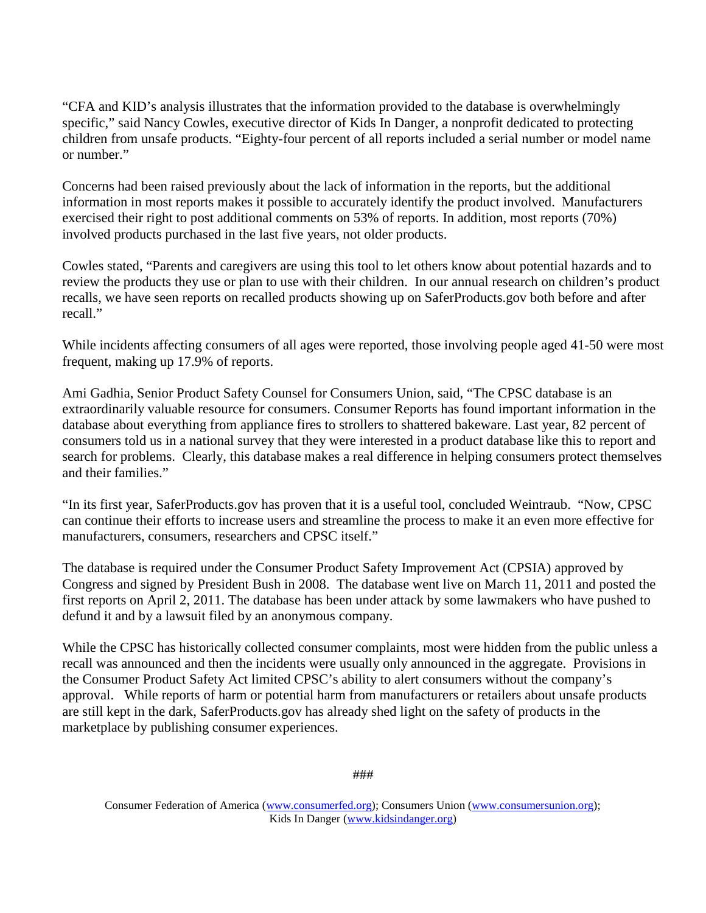"CFA and KID's analysis illustrates that the information provided to the database is overwhelmingly specific," said Nancy Cowles, executive director of Kids In Danger, a nonprofit dedicated to protecting children from unsafe products. "Eighty-four percent of all reports included a serial number or model name or number."

Concerns had been raised previously about the lack of information in the reports, but the additional information in most reports makes it possible to accurately identify the product involved. Manufacturers exercised their right to post additional comments on 53% of reports. In addition, most reports (70%) involved products purchased in the last five years, not older products.

Cowles stated, "Parents and caregivers are using this tool to let others know about potential hazards and to review the products they use or plan to use with their children. In our annual research on children's product recalls, we have seen reports on recalled products showing up on SaferProducts.gov both before and after recall."

While incidents affecting consumers of all ages were reported, those involving people aged 41-50 were most frequent, making up 17.9% of reports.

Ami Gadhia, Senior Product Safety Counsel for Consumers Union, said, "The CPSC database is an extraordinarily valuable resource for consumers. Consumer Reports has found important information in the database about everything from appliance fires to strollers to shattered bakeware. Last year, 82 percent of consumers told us in a national survey that they were interested in a product database like this to report and search for problems. Clearly, this database makes a real difference in helping consumers protect themselves and their families."

"In its first year, SaferProducts.gov has proven that it is a useful tool, concluded Weintraub. "Now, CPSC can continue their efforts to increase users and streamline the process to make it an even more effective for manufacturers, consumers, researchers and CPSC itself."

The database is required under the Consumer Product Safety Improvement Act (CPSIA) approved by Congress and signed by President Bush in 2008. The database went live on March 11, 2011 and posted the first reports on April 2, 2011. The database has been under attack by some lawmakers who have pushed to defund it and by a lawsuit filed by an anonymous company.

While the CPSC has historically collected consumer complaints, most were hidden from the public unless a recall was announced and then the incidents were usually only announced in the aggregate. Provisions in the Consumer Product Safety Act limited CPSC's ability to alert consumers without the company's approval. While reports of harm or potential harm from manufacturers or retailers about unsafe products are still kept in the dark, SaferProducts.gov has already shed light on the safety of products in the marketplace by publishing consumer experiences.

###

Consumer Federation of America (www.consumerfed.org); Consumers Union (www.consumersunion.org); Kids In Danger (www.kidsindanger.org)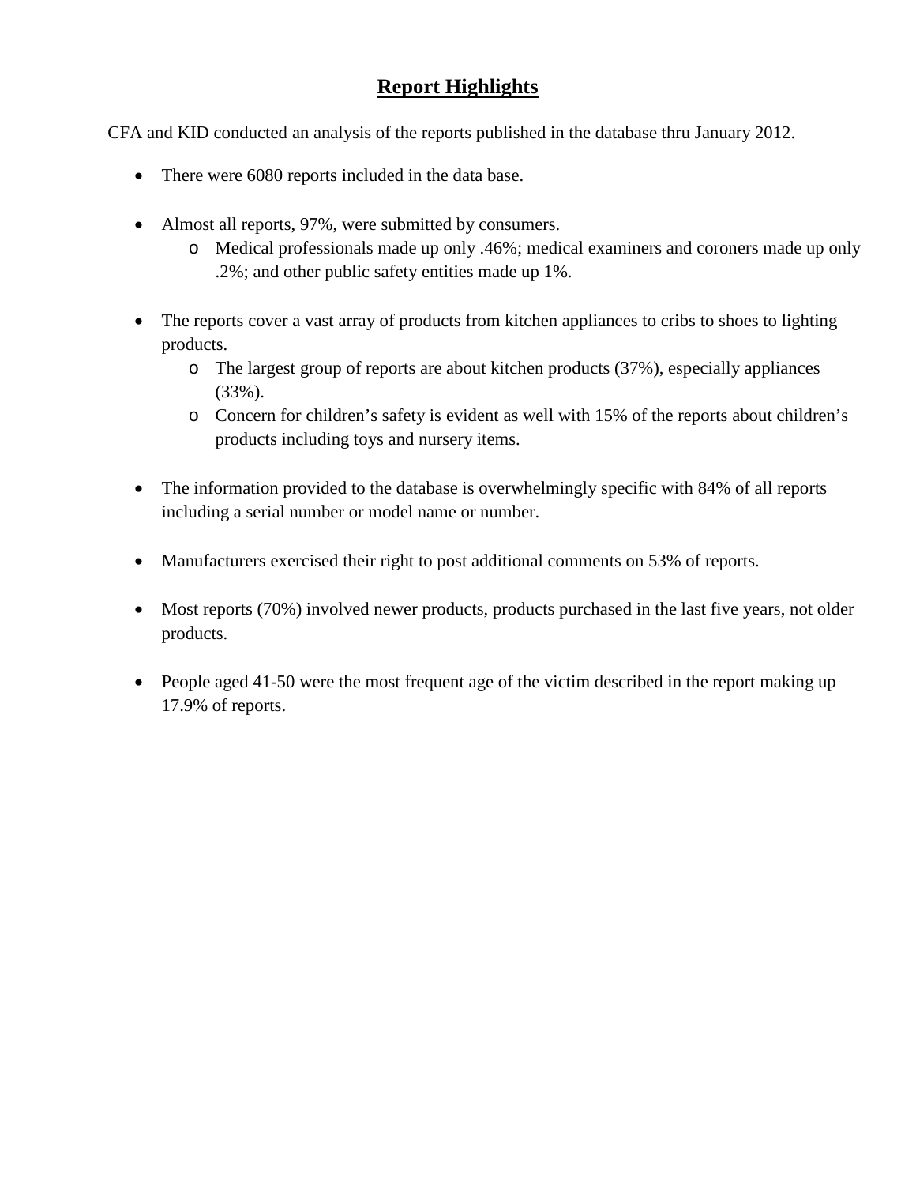## Report Highlights

CFA and KID conducted an analysis of the reports published in the database thru January 2012.

- There were 6080 reports included in the data base.

- Almost all reports, 97%, were submitted by consumers.
  - Medical professionals made up only .46%; medical examiners and coroners made up only .2%; and other public safety entities made up 1%.

- The reports cover a vast array of products from kitchen appliances to cribs to shoes to lighting products.
  - The largest group of reports are about kitchen products (37%), especially appliances (33%).
  - Concern for children's safety is evident as well with 15% of the reports about children's products including toys and nursery items.

- The information provided to the database is overwhelmingly specific with 84% of all reports including a serial number or model name or number.

- Manufacturers exercised their right to post additional comments on 53% of reports.

- Most reports (70%) involved newer products, products purchased in the last five years, not older products.

- People aged 41-50 were the most frequent age of the victim described in the report making up 17.9% of reports.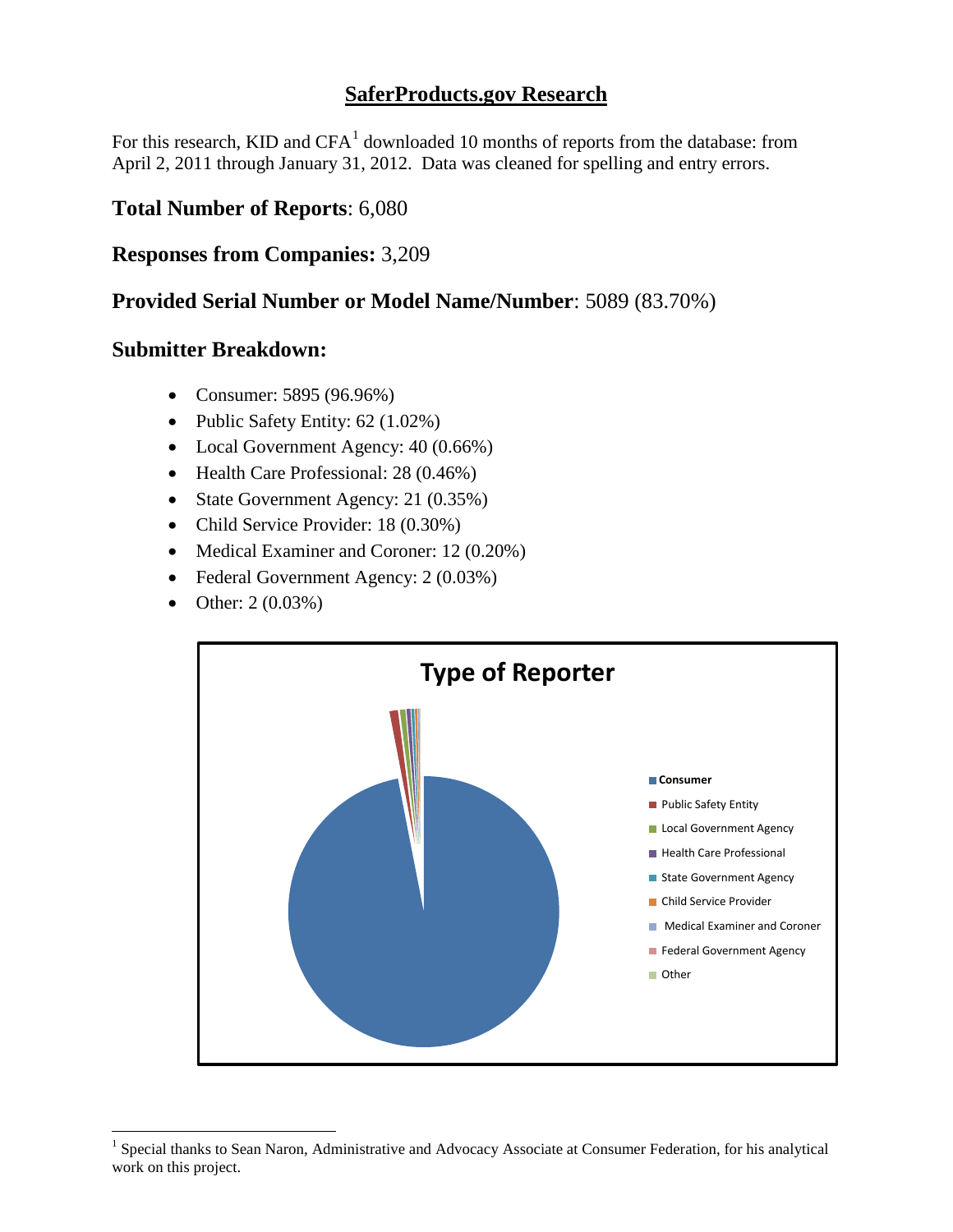## SaferProducts.gov Research

For this research, KID and CFA[1] downloaded 10 months of reports from the database: from April 2, 2011 through January 31, 2012. Data was cleaned for spelling and entry errors.

**Total Number of Reports**: 6,080

**Responses from Companies:** 3,209

**Provided Serial Number or Model Name/Number**: 5089 (83.70%)

**Submitter Breakdown:**

- Consumer: 5895 (96.96%)
- Public Safety Entity: 62 (1.02%)
- Local Government Agency: 40 (0.66%)
- Health Care Professional: 28 (0.46%)
- State Government Agency: 21 (0.35%)
- Child Service Provider: 18 (0.30%)
- Medical Examiner and Coroner: 12 (0.20%)
- Federal Government Agency: 2 (0.03%)
- Other: 2 (0.03%)

**Type of Reporter**

- Consumer
- Public Safety Entity
- Local Government Agency
- Health Care Professional
- State Government Agency
- Child Service Provider
- Medical Examiner and Coroner
- Federal Government Agency
- Other

[1] Special thanks to Sean Naron, Administrative and Advocacy Associate at Consumer Federation, for his analytical work on this project.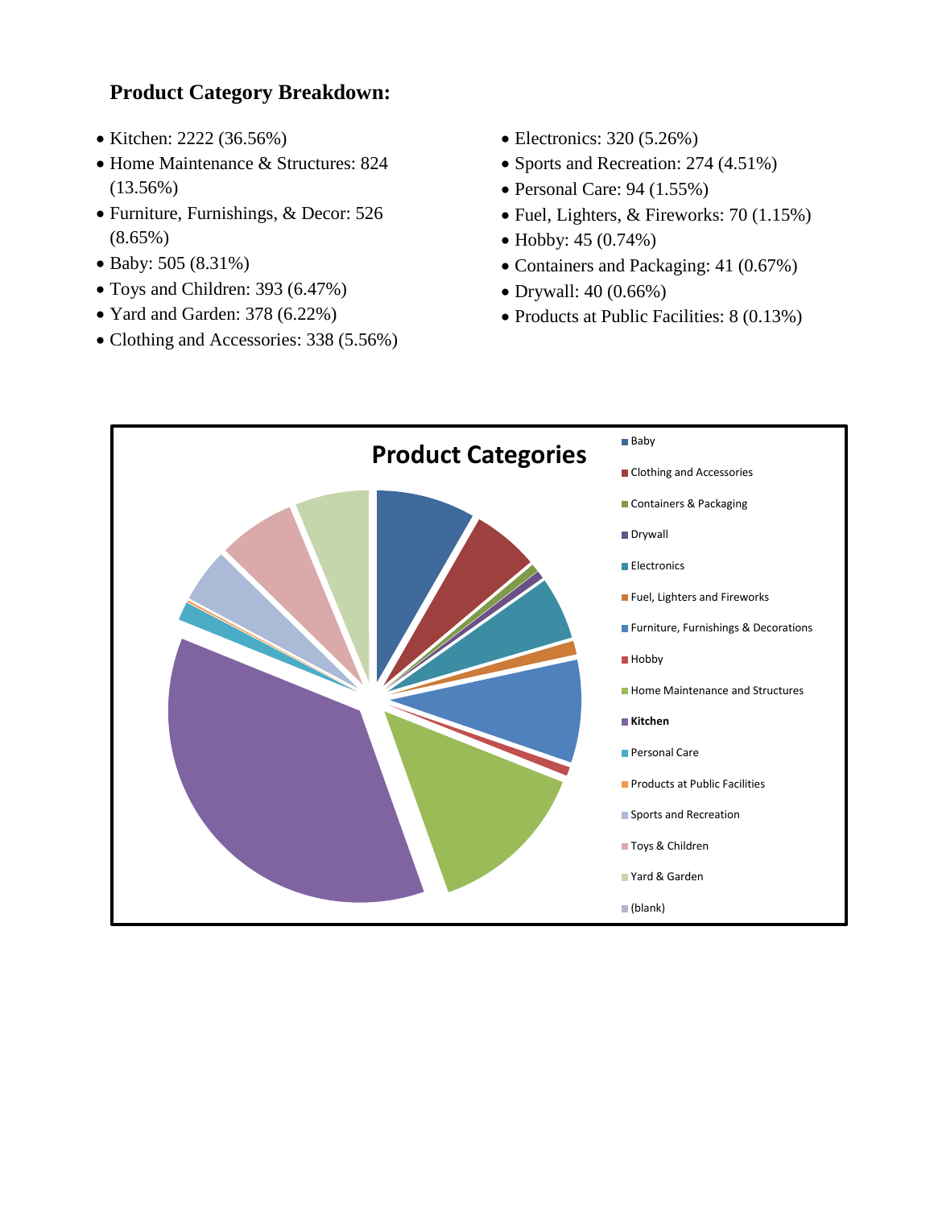## Product Category Breakdown:

- Kitchen: 2222 (36.56%)
- Home Maintenance & Structures: 824 (13.56%)
- Furniture, Furnishings, & Decor: 526 (8.65%)
- Baby: 505 (8.31%)
- Toys and Children: 393 (6.47%)
- Yard and Garden: 378 (6.22%)
- Clothing and Accessories: 338 (5.56%)
- Electronics: 320 (5.26%)
- Sports and Recreation: 274 (4.51%)
- Personal Care: 94 (1.55%)
- Fuel, Lighters, & Fireworks: 70 (1.15%)
- Hobby: 45 (0.74%)
- Containers and Packaging: 41 (0.67%)
- Drywall: 40 (0.66%)
- Products at Public Facilities: 8 (0.13%)

**Product Categories**

- Baby
- Clothing and Accessories
- Containers & Packaging
- Drywall
- Electronics
- Fuel, Lighters and Fireworks
- Furniture, Furnishings & Decorations
- Hobby
- Home Maintenance and Structures
- **Kitchen**
- Personal Care
- Products at Public Facilities
- Sports and Recreation
- Toys & Children
- Yard & Garden
- (blank)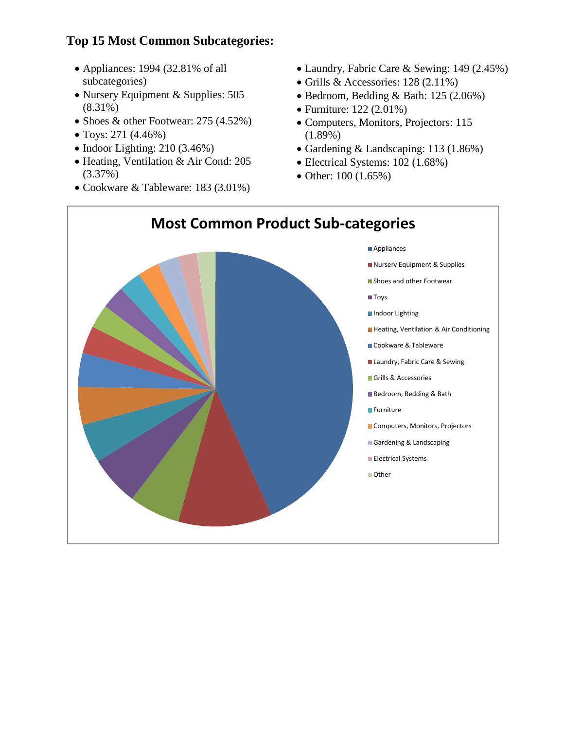### Top 15 Most Common Subcategories:

- Appliances: 1994 (32.81% of all subcategories)
- Nursery Equipment & Supplies: 505 (8.31%)
- Shoes & other Footwear: 275 (4.52%)
- Toys: 271 (4.46%)
- Indoor Lighting: 210 (3.46%)
- Heating, Ventilation & Air Cond: 205 (3.37%)
- Cookware & Tableware: 183 (3.01%)
- Laundry, Fabric Care & Sewing: 149 (2.45%)
- Grills & Accessories: 128 (2.11%)
- Bedroom, Bedding & Bath: 125 (2.06%)
- Furniture: 122 (2.01%)
- Computers, Monitors, Projectors: 115 (1.89%)
- Gardening & Landscaping: 113 (1.86%)
- Electrical Systems: 102 (1.68%)
- Other: 100 (1.65%)

**Most Common Product Sub-categories**

- Appliances
- Nursery Equipment & Supplies
- Shoes and other Footwear
- Toys
- Indoor Lighting
- Heating, Ventilation & Air Conditioning
- Cookware & Tableware
- Laundry, Fabric Care & Sewing
- Grills & Accessories
- Bedroom, Bedding & Bath
- Furniture
- Computers, Monitors, Projectors
- Gardening & Landscaping
- Electrical Systems
- Other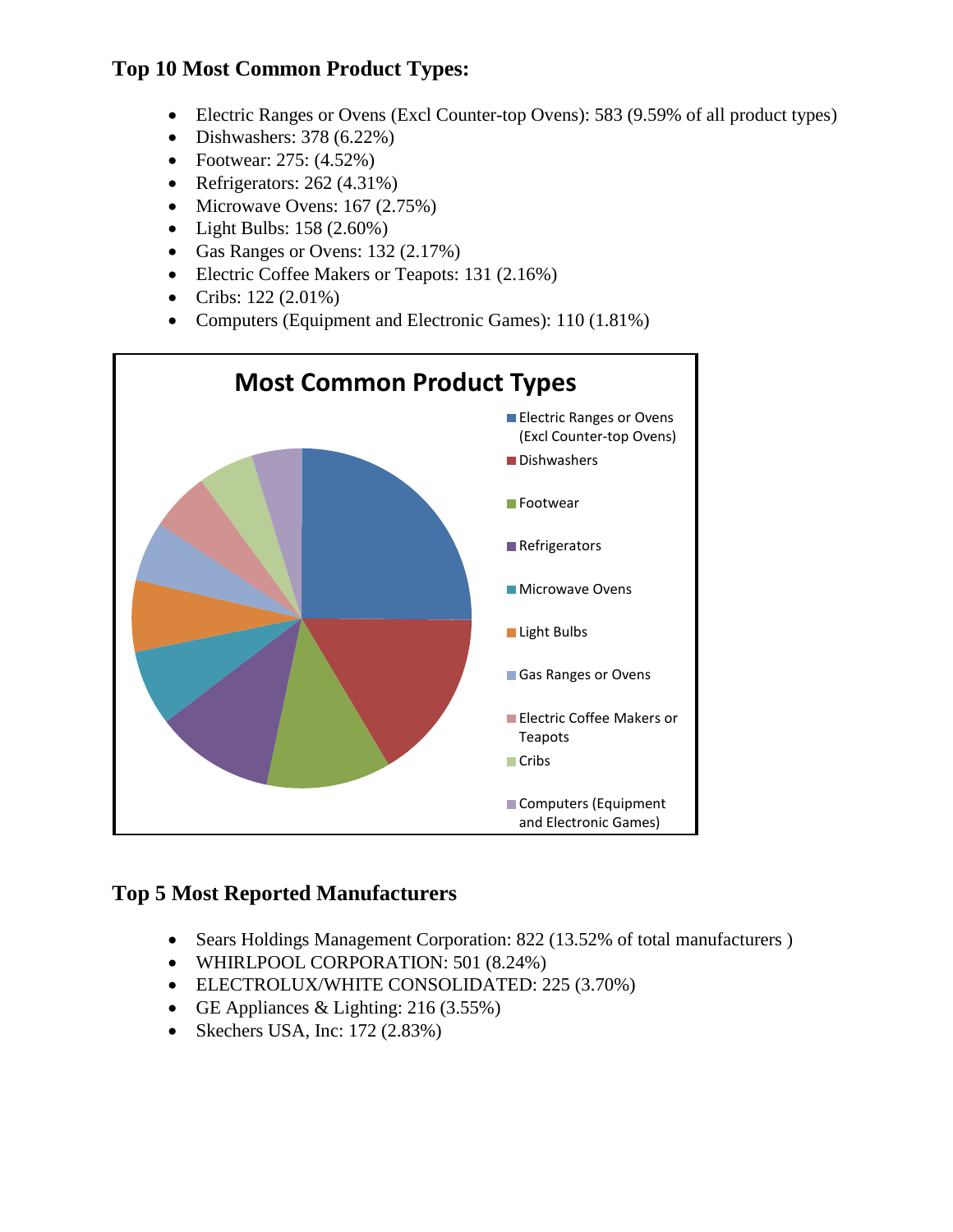## Top 10 Most Common Product Types:

- Electric Ranges or Ovens (Excl Counter-top Ovens): 583 (9.59% of all product types)
- Dishwashers: 378 (6.22%)
- Footwear: 275: (4.52%)
- Refrigerators: 262 (4.31%)
- Microwave Ovens: 167 (2.75%)
- Light Bulbs: 158 (2.60%)
- Gas Ranges or Ovens: 132 (2.17%)
- Electric Coffee Makers or Teapots: 131 (2.16%)
- Cribs: 122 (2.01%)
- Computers (Equipment and Electronic Games): 110 (1.81%)

**Most Common Product Types**

- Electric Ranges or Ovens (Excl Counter-top Ovens)
- Dishwashers
- Footwear
- Refrigerators
- Microwave Ovens
- Light Bulbs
- Gas Ranges or Ovens
- Electric Coffee Makers or Teapots
- Cribs
- Computers (Equipment and Electronic Games)

## Top 5 Most Reported Manufacturers

- Sears Holdings Management Corporation: 822 (13.52% of total manufacturers )
- WHIRLPOOL CORPORATION: 501 (8.24%)
- ELECTROLUX/WHITE CONSOLIDATED: 225 (3.70%)
- GE Appliances & Lighting: 216 (3.55%)
- Skechers USA, Inc: 172 (2.83%)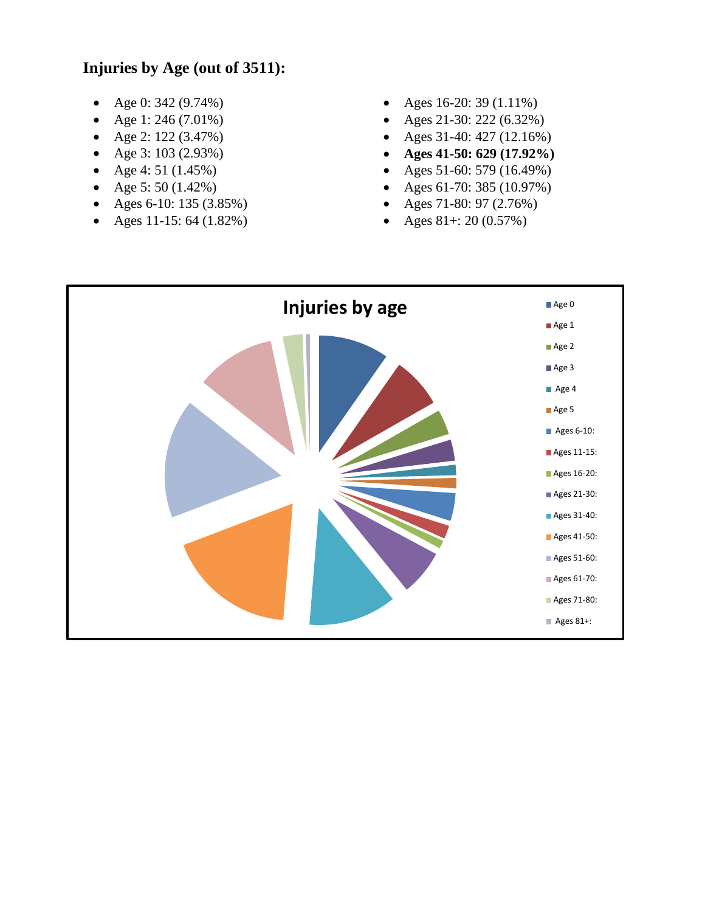**Injuries by Age (out of 3511):**

- Age 0: 342 (9.74%)
- Age 1: 246 (7.01%)
- Age 2: 122 (3.47%)
- Age 3: 103 (2.93%)
- Age 4: 51 (1.45%)
- Age 5: 50 (1.42%)
- Ages 6-10: 135 (3.85%)
- Ages 11-15: 64 (1.82%)
- Ages 16-20: 39 (1.11%)
- Ages 21-30: 222 (6.32%)
- Ages 31-40: 427 (12.16%)
- **Ages 41-50: 629 (17.92%)**
- Ages 51-60: 579 (16.49%)
- Ages 61-70: 385 (10.97%)
- Ages 71-80: 97 (2.76%)
- Ages 81+: 20 (0.57%)

**Injuries by age**

Age 0
Age 1
Age 2
Age 3
Age 4
Age 5
Ages 6-10:
Ages 11-15:
Ages 16-20:
Ages 21-30:
Ages 31-40:
Ages 41-50:
Ages 51-60:
Ages 61-70:
Ages 71-80:
Ages 81+: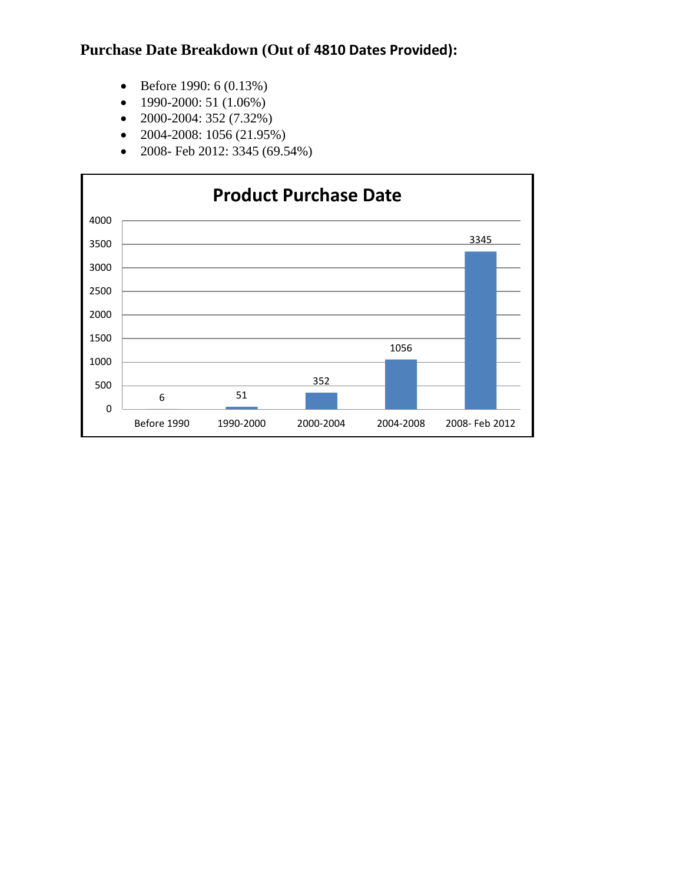**Purchase Date Breakdown (Out of 4810 Dates Provided):**

- Before 1990: 6 (0.13%)
- 1990-2000: 51 (1.06%)
- 2000-2004: 352 (7.32%)
- 2004-2008: 1056 (21.95%)
- 2008- Feb 2012: 3345 (69.54%)

Product Purchase Date

4000
3500
3000
2500
2000
1500
1000
500
0

6
51
352
1056
3345

Before 1990
1990-2000
2000-2004
2004-2008
2008- Feb 2012